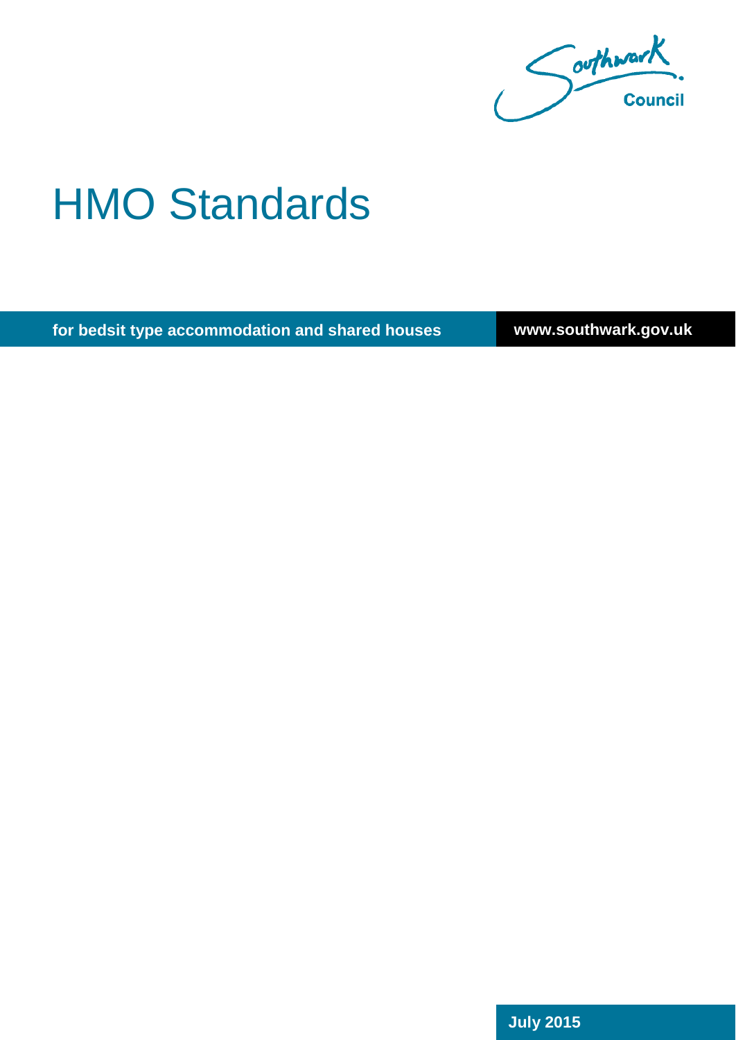Southwark Council

# HMO Standards

**for bedsit type accommodation and shared houses**

**www.southwark.gov.uk**

**July 2015**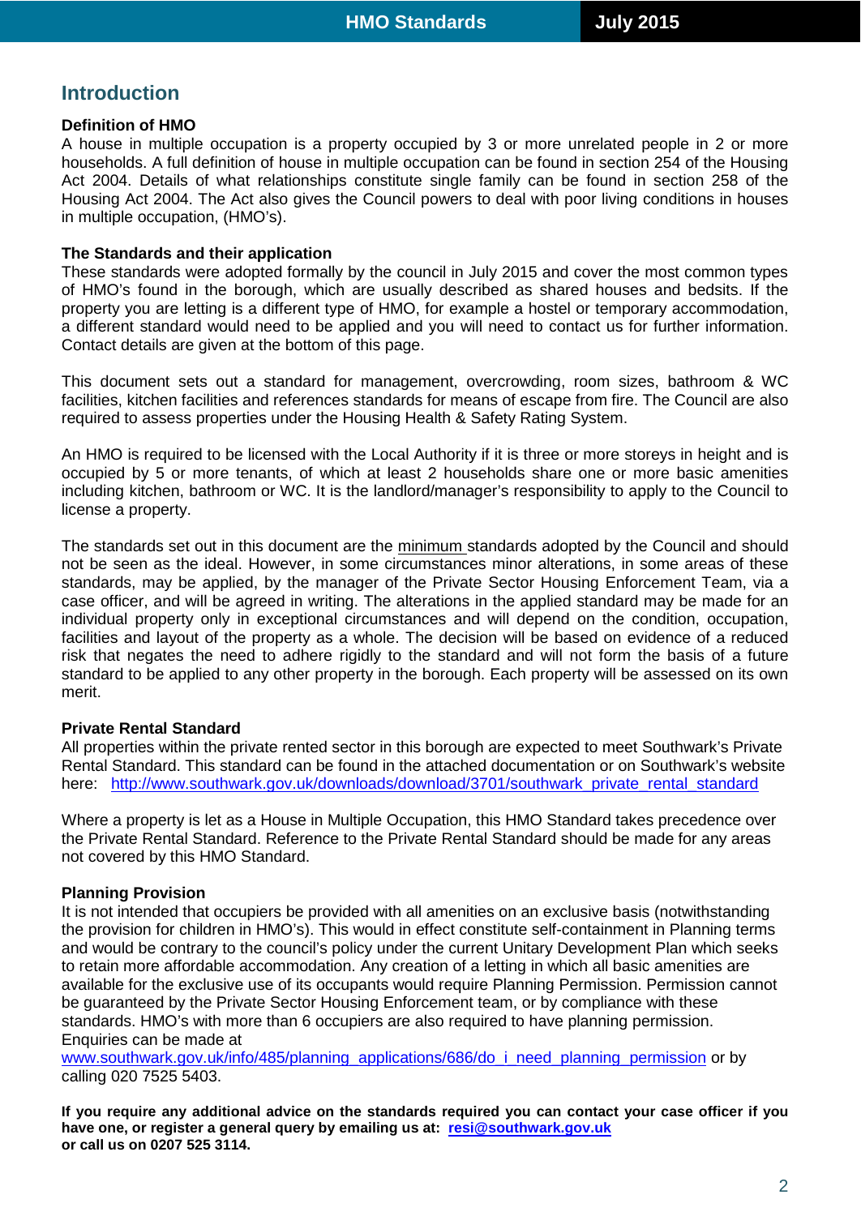## Introduction

**Definition of HMO**

A house in multiple occupation is a property occupied by 3 or more unrelated people in 2 or more households. A full definition of house in multiple occupation can be found in section 254 of the Housing Act 2004. Details of what relationships constitute single family can be found in section 258 of the Housing Act 2004. The Act also gives the Council powers to deal with poor living conditions in houses in multiple occupation, (HMO's).

**The Standards and their application**

These standards were adopted formally by the council in July 2015 and cover the most common types of HMO's found in the borough, which are usually described as shared houses and bedsits. If the property you are letting is a different type of HMO, for example a hostel or temporary accommodation, a different standard would need to be applied and you will need to contact us for further information. Contact details are given at the bottom of this page.

This document sets out a standard for management, overcrowding, room sizes, bathroom & WC facilities, kitchen facilities and references standards for means of escape from fire. The Council are also required to assess properties under the Housing Health & Safety Rating System.

An HMO is required to be licensed with the Local Authority if it is three or more storeys in height and is occupied by 5 or more tenants, of which at least 2 households share one or more basic amenities including kitchen, bathroom or WC. It is the landlord/manager's responsibility to apply to the Council to license a property.

The standards set out in this document are the minimum standards adopted by the Council and should not be seen as the ideal. However, in some circumstances minor alterations, in some areas of these standards, may be applied, by the manager of the Private Sector Housing Enforcement Team, via a case officer, and will be agreed in writing. The alterations in the applied standard may be made for an individual property only in exceptional circumstances and will depend on the condition, occupation, facilities and layout of the property as a whole. The decision will be based on evidence of a reduced risk that negates the need to adhere rigidly to the standard and will not form the basis of a future standard to be applied to any other property in the borough. Each property will be assessed on its own merit.

**Private Rental Standard**

All properties within the private rented sector in this borough are expected to meet Southwark's Private Rental Standard. This standard can be found in the attached documentation or on Southwark's website here: http://www.southwark.gov.uk/downloads/download/3701/southwark_private_rental_standard

Where a property is let as a House in Multiple Occupation, this HMO Standard takes precedence over the Private Rental Standard. Reference to the Private Rental Standard should be made for any areas not covered by this HMO Standard.

**Planning Provision**

It is not intended that occupiers be provided with all amenities on an exclusive basis (notwithstanding the provision for children in HMO's). This would in effect constitute self-containment in Planning terms and would be contrary to the council's policy under the current Unitary Development Plan which seeks to retain more affordable accommodation. Any creation of a letting in which all basic amenities are available for the exclusive use of its occupants would require Planning Permission. Permission cannot be guaranteed by the Private Sector Housing Enforcement team, or by compliance with these standards. HMO's with more than 6 occupiers are also required to have planning permission. Enquiries can be made at www.southwark.gov.uk/info/485/planning_applications/686/do_i_need_planning_permission or by calling 020 7525 5403.

**If you require any additional advice on the standards required you can contact your case officer if you have one, or register a general query by emailing us at: resi@southwark.gov.uk or call us on 0207 525 3114.**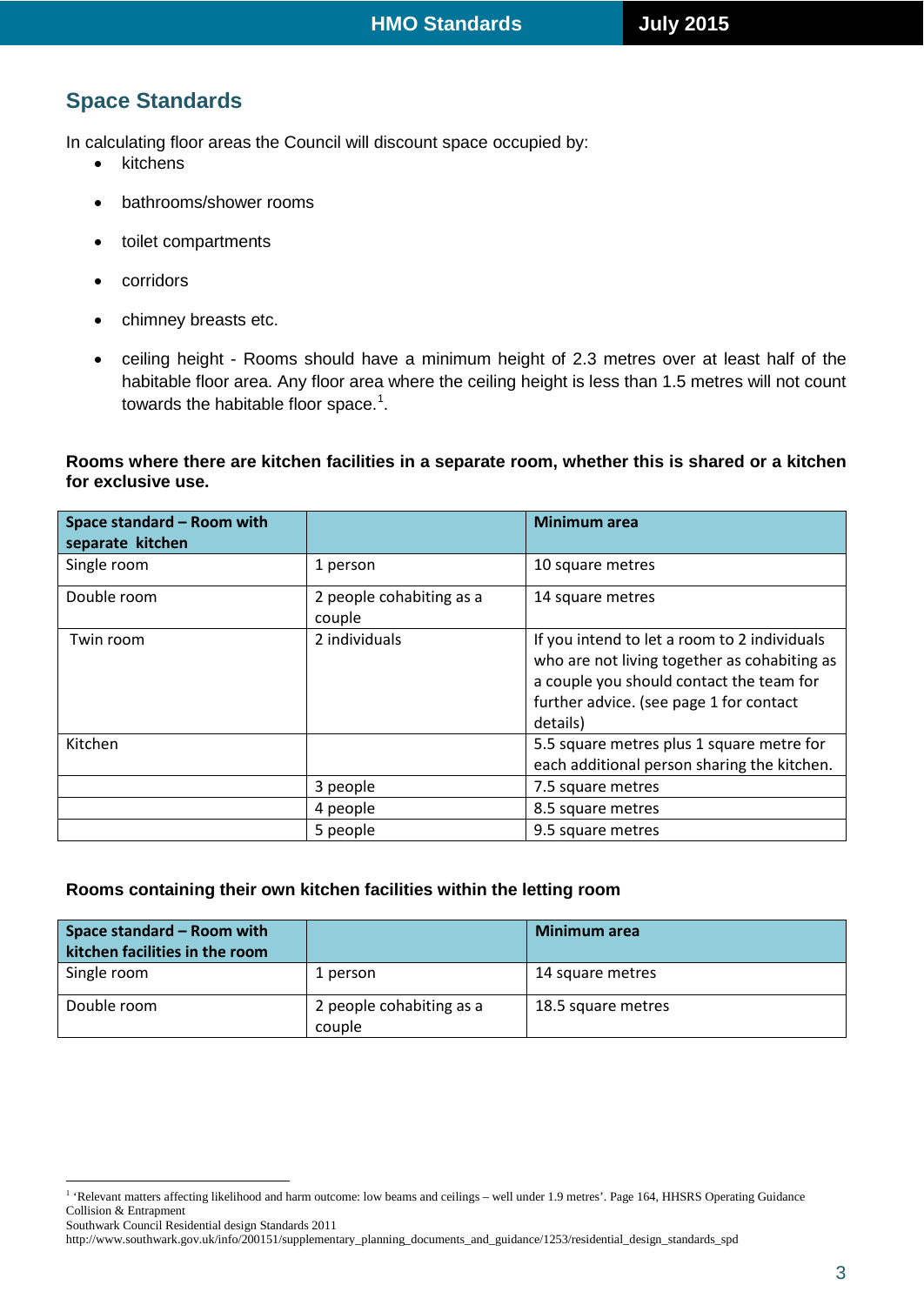## Space Standards

In calculating floor areas the Council will discount space occupied by:

- kitchens
- bathrooms/shower rooms
- toilet compartments
- corridors
- chimney breasts etc.
- ceiling height - Rooms should have a minimum height of 2.3 metres over at least half of the habitable floor area. Any floor area where the ceiling height is less than 1.5 metres will not count towards the habitable floor space.[1].

**Rooms where there are kitchen facilities in a separate room, whether this is shared or a kitchen for exclusive use.**

| Space standard – Room with separate kitchen | | Minimum area |
|---|---|---|
| Single room | 1 person | 10 square metres |
| Double room | 2 people cohabiting as a couple | 14 square metres |
| Twin room | 2 individuals | If you intend to let a room to 2 individuals who are not living together as cohabiting as a couple you should contact the team for further advice. (see page 1 for contact details) |
| Kitchen | | 5.5 square metres plus 1 square metre for each additional person sharing the kitchen. |
| | 3 people | 7.5 square metres |
| | 4 people | 8.5 square metres |
| | 5 people | 9.5 square metres |

**Rooms containing their own kitchen facilities within the letting room**

| Space standard – Room with kitchen facilities in the room | | Minimum area |
|---|---|---|
| Single room | 1 person | 14 square metres |
| Double room | 2 people cohabiting as a couple | 18.5 square metres |

[1] 'Relevant matters affecting likelihood and harm outcome: low beams and ceilings – well under 1.9 metres'. Page 164, HHSRS Operating Guidance Collision & Entrapment
Southwark Council Residential design Standards 2011
http://www.southwark.gov.uk/info/200151/supplementary_planning_documents_and_guidance/1253/residential_design_standards_spd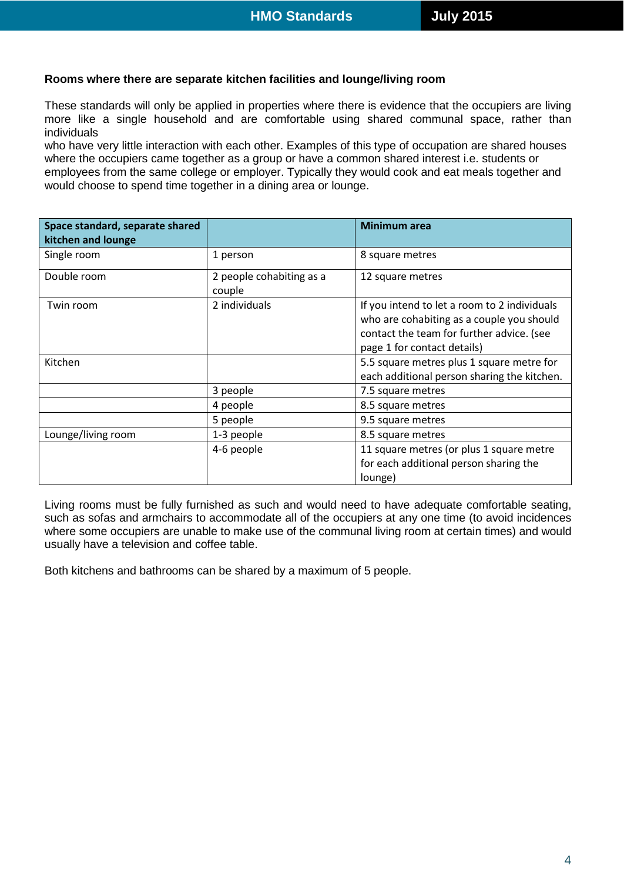### Rooms where there are separate kitchen facilities and lounge/living room

These standards will only be applied in properties where there is evidence that the occupiers are living more like a single household and are comfortable using shared communal space, rather than individuals who have very little interaction with each other. Examples of this type of occupation are shared houses where the occupiers came together as a group or have a common shared interest i.e. students or employees from the same college or employer. Typically they would cook and eat meals together and would choose to spend time together in a dining area or lounge.

| Space standard, separate shared kitchen and lounge | | Minimum area |
|---|---|---|
| Single room | 1 person | 8 square metres |
| Double room | 2 people cohabiting as a couple | 12 square metres |
| Twin room | 2 individuals | If you intend to let a room to 2 individuals who are cohabiting as a couple you should contact the team for further advice. (see page 1 for contact details) |
| Kitchen | | 5.5 square metres plus 1 square metre for each additional person sharing the kitchen. |
| | 3 people | 7.5 square metres |
| | 4 people | 8.5 square metres |
| | 5 people | 9.5 square metres |
| Lounge/living room | 1-3 people | 8.5 square metres |
| | 4-6 people | 11 square metres (or plus 1 square metre for each additional person sharing the lounge) |

Living rooms must be fully furnished as such and would need to have adequate comfortable seating, such as sofas and armchairs to accommodate all of the occupiers at any one time (to avoid incidences where some occupiers are unable to make use of the communal living room at certain times) and would usually have a television and coffee table.

Both kitchens and bathrooms can be shared by a maximum of 5 people.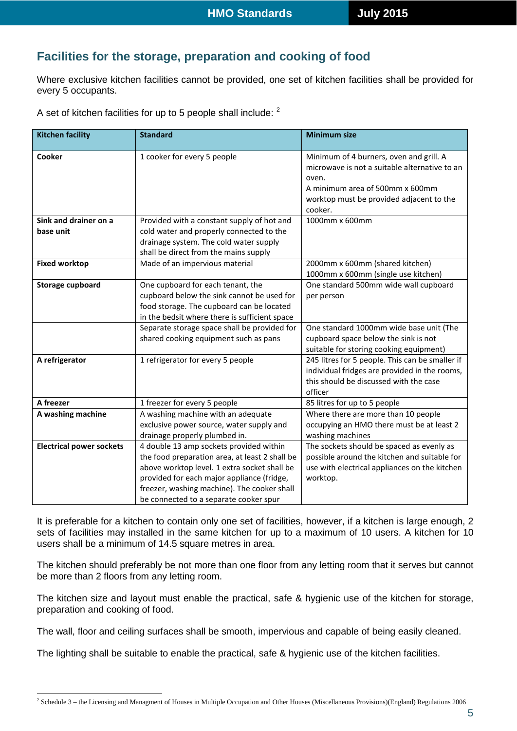## Facilities for the storage, preparation and cooking of food

Where exclusive kitchen facilities cannot be provided, one set of kitchen facilities shall be provided for every 5 occupants.

A set of kitchen facilities for up to 5 people shall include: [2]

| Kitchen facility | Standard | Minimum size |
|---|---|---|
| **Cooker** | 1 cooker for every 5 people | Minimum of 4 burners, oven and grill. A microwave is not a suitable alternative to an oven.<br>A minimum area of 500mm x 600mm worktop must be provided adjacent to the cooker. |
| **Sink and drainer on a base unit** | Provided with a constant supply of hot and cold water and properly connected to the drainage system. The cold water supply shall be direct from the mains supply | 1000mm x 600mm |
| **Fixed worktop** | Made of an impervious material | 2000mm x 600mm (shared kitchen)<br>1000mm x 600mm (single use kitchen) |
| **Storage cupboard** | One cupboard for each tenant, the cupboard below the sink cannot be used for food storage. The cupboard can be located in the bedsit where there is sufficient space | One standard 500mm wide wall cupboard per person |
| | Separate storage space shall be provided for shared cooking equipment such as pans | One standard 1000mm wide base unit (The cupboard space below the sink is not suitable for storing cooking equipment) |
| **A refrigerator** | 1 refrigerator for every 5 people | 245 litres for 5 people. This can be smaller if individual fridges are provided in the rooms, this should be discussed with the case officer |
| **A freezer** | 1 freezer for every 5 people | 85 litres for up to 5 people |
| **A washing machine** | A washing machine with an adequate exclusive power source, water supply and drainage properly plumbed in. | Where there are more than 10 people occupying an HMO there must be at least 2 washing machines |
| **Electrical power sockets** | 4 double 13 amp sockets provided within the food preparation area, at least 2 shall be above worktop level. 1 extra socket shall be provided for each major appliance (fridge, freezer, washing machine). The cooker shall be connected to a separate cooker spur | The sockets should be spaced as evenly as possible around the kitchen and suitable for use with electrical appliances on the kitchen worktop. |

It is preferable for a kitchen to contain only one set of facilities, however, if a kitchen is large enough, 2 sets of facilities may installed in the same kitchen for up to a maximum of 10 users. A kitchen for 10 users shall be a minimum of 14.5 square metres in area.

The kitchen should preferably be not more than one floor from any letting room that it serves but cannot be more than 2 floors from any letting room.

The kitchen size and layout must enable the practical, safe & hygienic use of the kitchen for storage, preparation and cooking of food.

The wall, floor and ceiling surfaces shall be smooth, impervious and capable of being easily cleaned.

The lighting shall be suitable to enable the practical, safe & hygienic use of the kitchen facilities.

[2] Schedule 3 – the Licensing and Managment of Houses in Multiple Occupation and Other Houses (Miscellaneous Provisions)(England) Regulations 2006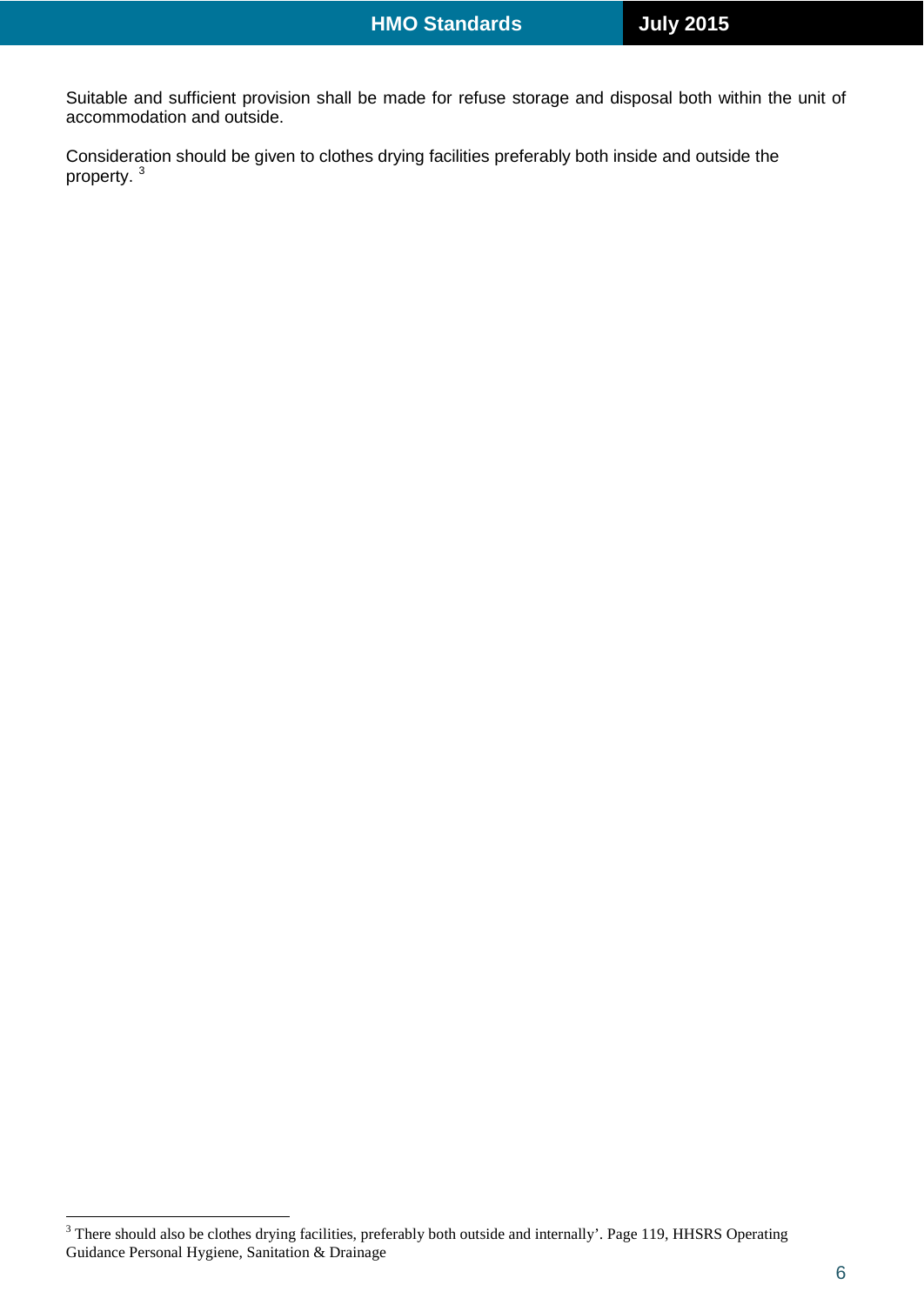Suitable and sufficient provision shall be made for refuse storage and disposal both within the unit of accommodation and outside.

Consideration should be given to clothes drying facilities preferably both inside and outside the property. [3]

---

[3] There should also be clothes drying facilities, preferably both outside and internally'. Page 119, HHSRS Operating Guidance Personal Hygiene, Sanitation & Drainage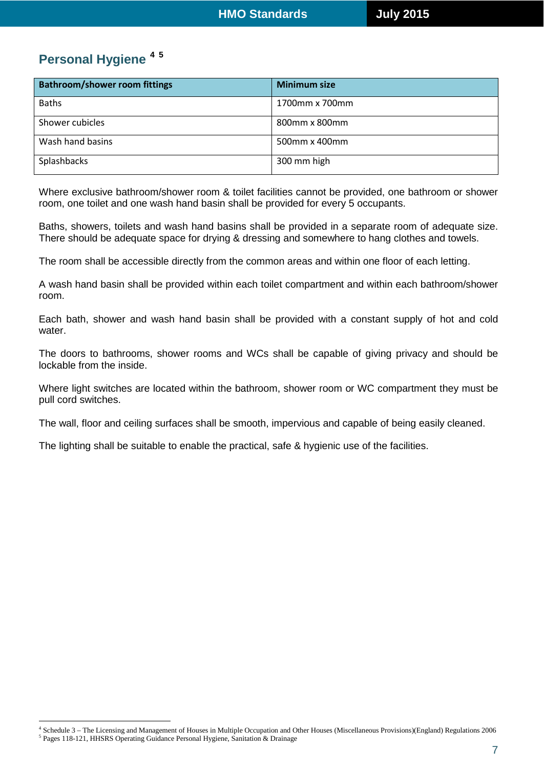## Personal Hygiene [4, 5]

| Bathroom/shower room fittings | Minimum size |
| --- | --- |
| Baths | 1700mm x 700mm |
| Shower cubicles | 800mm x 800mm |
| Wash hand basins | 500mm x 400mm |
| Splashbacks | 300 mm high |

Where exclusive bathroom/shower room & toilet facilities cannot be provided, one bathroom or shower room, one toilet and one wash hand basin shall be provided for every 5 occupants.

Baths, showers, toilets and wash hand basins shall be provided in a separate room of adequate size. There should be adequate space for drying & dressing and somewhere to hang clothes and towels.

The room shall be accessible directly from the common areas and within one floor of each letting.

A wash hand basin shall be provided within each toilet compartment and within each bathroom/shower room.

Each bath, shower and wash hand basin shall be provided with a constant supply of hot and cold water.

The doors to bathrooms, shower rooms and WCs shall be capable of giving privacy and should be lockable from the inside.

Where light switches are located within the bathroom, shower room or WC compartment they must be pull cord switches.

The wall, floor and ceiling surfaces shall be smooth, impervious and capable of being easily cleaned.

The lighting shall be suitable to enable the practical, safe & hygienic use of the facilities.

---

[4] Schedule 3 – The Licensing and Management of Houses in Multiple Occupation and Other Houses (Miscellaneous Provisions)(England) Regulations 2006

[5] Pages 118-121, HHSRS Operating Guidance Personal Hygiene, Sanitation & Drainage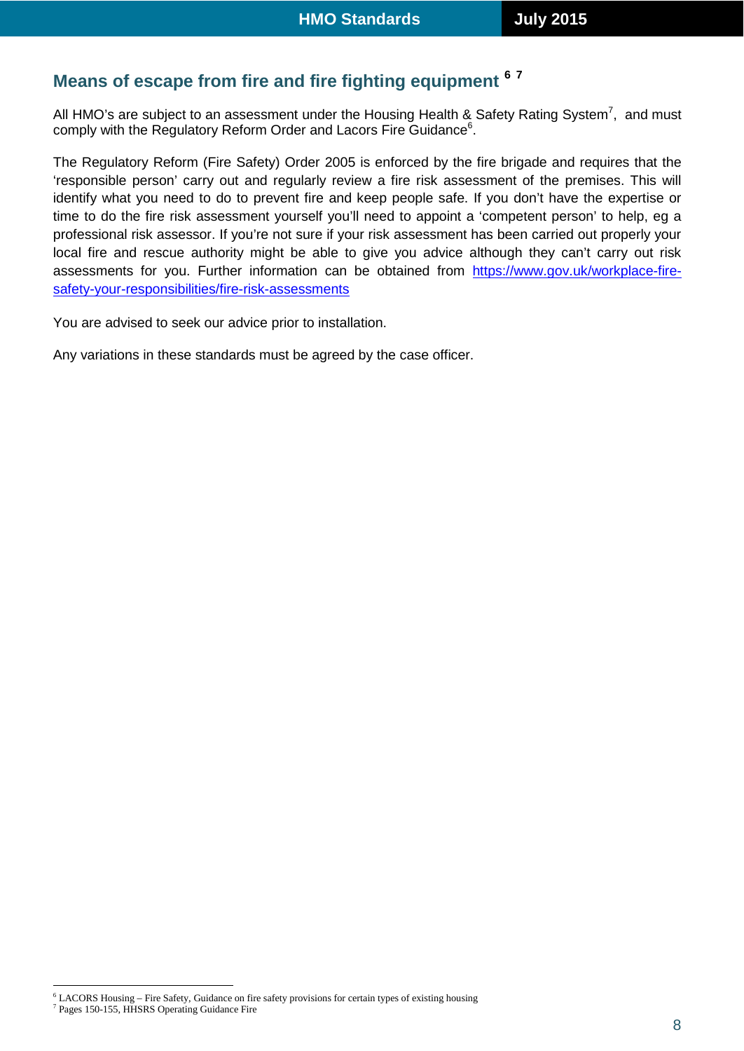## Means of escape from fire and fire fighting equipment [6] [7]

All HMO's are subject to an assessment under the Housing Health & Safety Rating System[7], and must comply with the Regulatory Reform Order and Lacors Fire Guidance[6].

The Regulatory Reform (Fire Safety) Order 2005 is enforced by the fire brigade and requires that the 'responsible person' carry out and regularly review a fire risk assessment of the premises. This will identify what you need to do to prevent fire and keep people safe. If you don't have the expertise or time to do the fire risk assessment yourself you'll need to appoint a 'competent person' to help, eg a professional risk assessor. If you're not sure if your risk assessment has been carried out properly your local fire and rescue authority might be able to give you advice although they can't carry out risk assessments for you. Further information can be obtained from https://www.gov.uk/workplace-fire-safety-your-responsibilities/fire-risk-assessments

You are advised to seek our advice prior to installation.

Any variations in these standards must be agreed by the case officer.

---

[6] LACORS Housing – Fire Safety, Guidance on fire safety provisions for certain types of existing housing

[7] Pages 150-155, HHSRS Operating Guidance Fire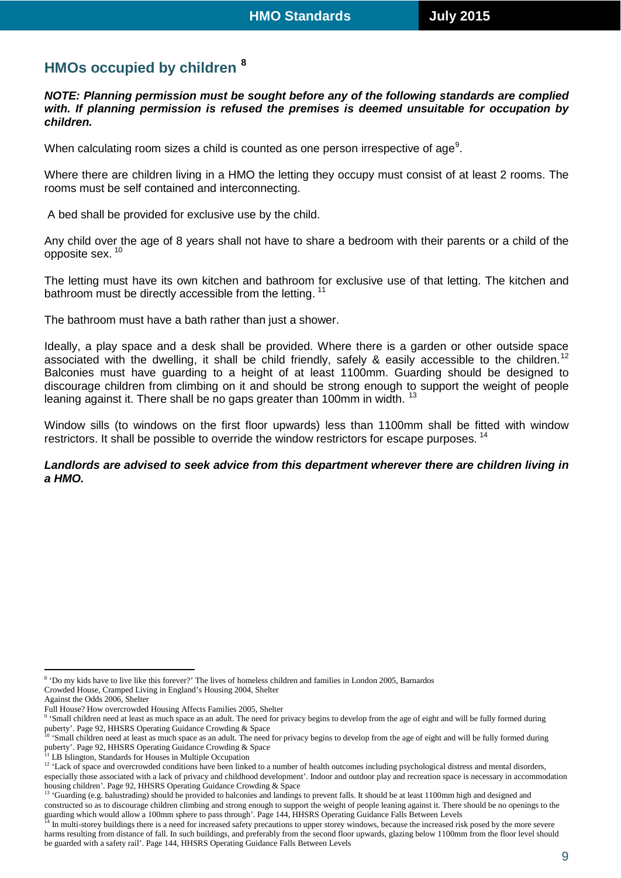## HMOs occupied by children [8]

***NOTE: Planning permission must be sought before any of the following standards are complied with. If planning permission is refused the premises is deemed unsuitable for occupation by children.***

When calculating room sizes a child is counted as one person irrespective of age[9].

Where there are children living in a HMO the letting they occupy must consist of at least 2 rooms. The rooms must be self contained and interconnecting.

A bed shall be provided for exclusive use by the child.

Any child over the age of 8 years shall not have to share a bedroom with their parents or a child of the opposite sex. [10]

The letting must have its own kitchen and bathroom for exclusive use of that letting. The kitchen and bathroom must be directly accessible from the letting. [11]

The bathroom must have a bath rather than just a shower.

Ideally, a play space and a desk shall be provided. Where there is a garden or other outside space associated with the dwelling, it shall be child friendly, safely & easily accessible to the children.[12] Balconies must have guarding to a height of at least 1100mm. Guarding should be designed to discourage children from climbing on it and should be strong enough to support the weight of people leaning against it. There shall be no gaps greater than 100mm in width. [13]

Window sills (to windows on the first floor upwards) less than 1100mm shall be fitted with window restrictors. It shall be possible to override the window restrictors for escape purposes. [14]

***Landlords are advised to seek advice from this department wherever there are children living in a HMO.***

---

[8] 'Do my kids have to live like this forever?' The lives of homeless children and families in London 2005, Barnardos
Crowded House, Cramped Living in England's Housing 2004, Shelter
Against the Odds 2006, Shelter
Full House? How overcrowded Housing Affects Families 2005, Shelter

[9] 'Small children need at least as much space as an adult. The need for privacy begins to develop from the age of eight and will be fully formed during puberty'. Page 92, HHSRS Operating Guidance Crowding & Space

[10] 'Small children need at least as much space as an adult. The need for privacy begins to develop from the age of eight and will be fully formed during puberty'. Page 92, HHSRS Operating Guidance Crowding & Space

[11] LB Islington, Standards for Houses in Multiple Occupation

[12] 'Lack of space and overcrowded conditions have been linked to a number of health outcomes including psychological distress and mental disorders, especially those associated with a lack of privacy and childhood development'. Indoor and outdoor play and recreation space is necessary in accommodation housing children'. Page 92, HHSRS Operating Guidance Crowding & Space

[13] 'Guarding (e.g. balustrading) should be provided to balconies and landings to prevent falls. It should be at least 1100mm high and designed and constructed so as to discourage children climbing and strong enough to support the weight of people leaning against it. There should be no openings to the guarding which would allow a 100mm sphere to pass through'. Page 144, HHSRS Operating Guidance Falls Between Levels

[14] In multi-storey buildings there is a need for increased safety precautions to upper storey windows, because the increased risk posed by the more severe harms resulting from distance of fall. In such buildings, and preferably from the second floor upwards, glazing below 1100mm from the floor level should be guarded with a safety rail'. Page 144, HHSRS Operating Guidance Falls Between Levels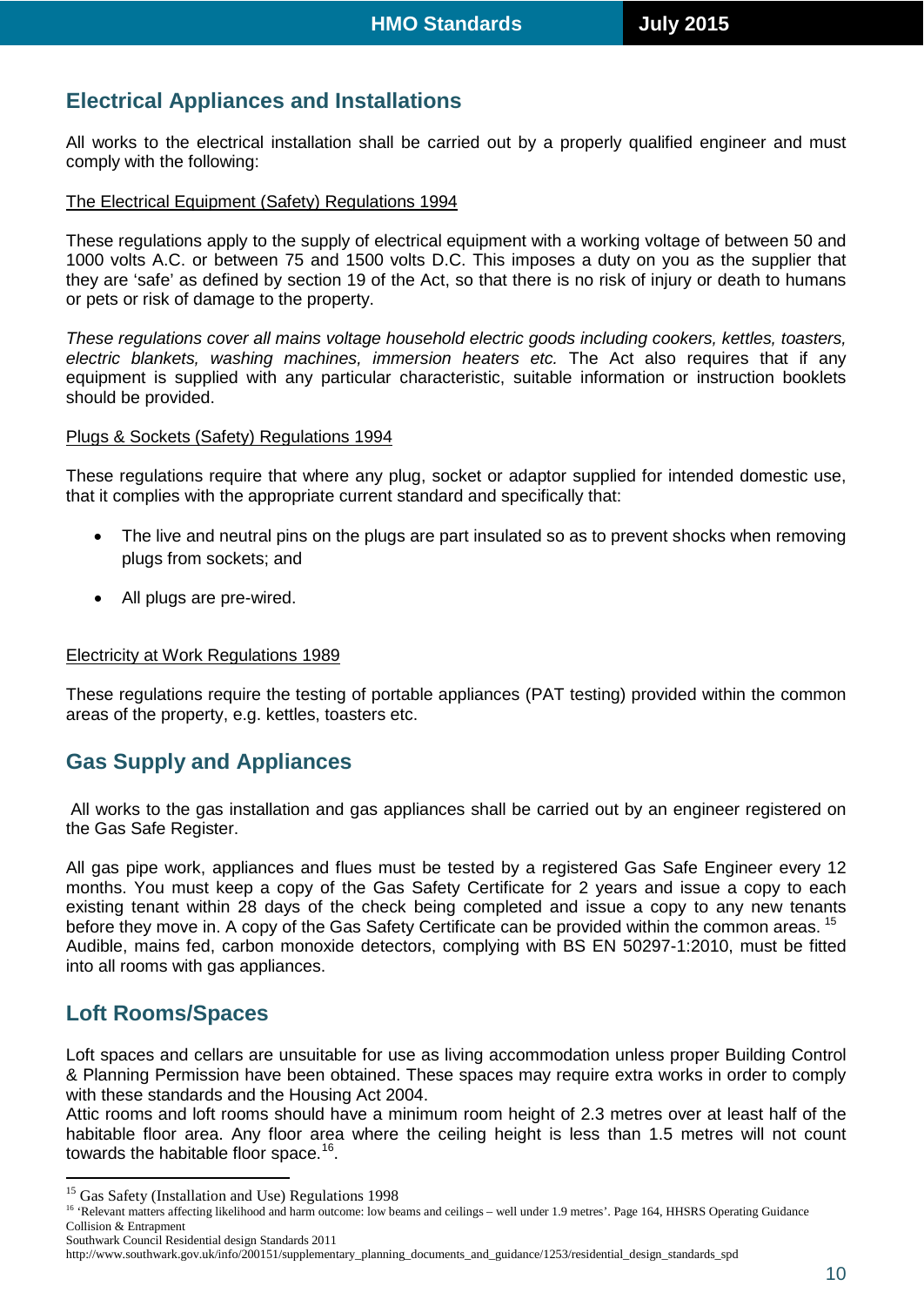## Electrical Appliances and Installations

All works to the electrical installation shall be carried out by a properly qualified engineer and must comply with the following:

The Electrical Equipment (Safety) Regulations 1994

These regulations apply to the supply of electrical equipment with a working voltage of between 50 and 1000 volts A.C. or between 75 and 1500 volts D.C. This imposes a duty on you as the supplier that they are 'safe' as defined by section 19 of the Act, so that there is no risk of injury or death to humans or pets or risk of damage to the property.

*These regulations cover all mains voltage household electric goods including cookers, kettles, toasters, electric blankets, washing machines, immersion heaters etc.* The Act also requires that if any equipment is supplied with any particular characteristic, suitable information or instruction booklets should be provided.

Plugs & Sockets (Safety) Regulations 1994

These regulations require that where any plug, socket or adaptor supplied for intended domestic use, that it complies with the appropriate current standard and specifically that:

- The live and neutral pins on the plugs are part insulated so as to prevent shocks when removing plugs from sockets; and
- All plugs are pre-wired.

Electricity at Work Regulations 1989

These regulations require the testing of portable appliances (PAT testing) provided within the common areas of the property, e.g. kettles, toasters etc.

## Gas Supply and Appliances

All works to the gas installation and gas appliances shall be carried out by an engineer registered on the Gas Safe Register.

All gas pipe work, appliances and flues must be tested by a registered Gas Safe Engineer every 12 months. You must keep a copy of the Gas Safety Certificate for 2 years and issue a copy to each existing tenant within 28 days of the check being completed and issue a copy to any new tenants before they move in. A copy of the Gas Safety Certificate can be provided within the common areas. [15]
Audible, mains fed, carbon monoxide detectors, complying with BS EN 50297-1:2010, must be fitted into all rooms with gas appliances.

## Loft Rooms/Spaces

Loft spaces and cellars are unsuitable for use as living accommodation unless proper Building Control & Planning Permission have been obtained. These spaces may require extra works in order to comply with these standards and the Housing Act 2004.
Attic rooms and loft rooms should have a minimum room height of 2.3 metres over at least half of the habitable floor area. Any floor area where the ceiling height is less than 1.5 metres will not count towards the habitable floor space.[16].

---

[15] Gas Safety (Installation and Use) Regulations 1998

[16] 'Relevant matters affecting likelihood and harm outcome: low beams and ceilings – well under 1.9 metres'. Page 164, HHSRS Operating Guidance Collision & Entrapment
Southwark Council Residential design Standards 2011
http://www.southwark.gov.uk/info/200151/supplementary_planning_documents_and_guidance/1253/residential_design_standards_spd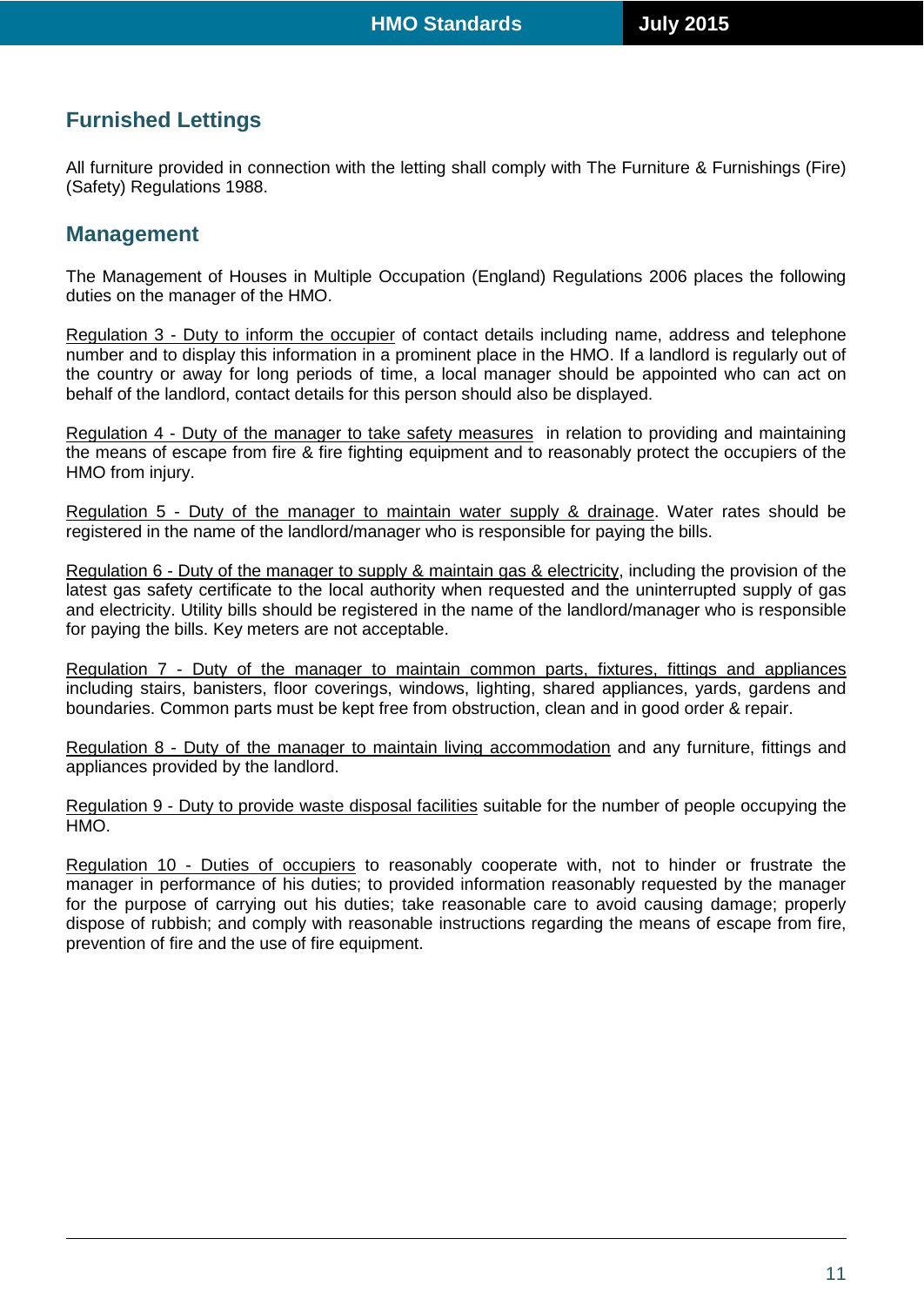## Furnished Lettings

All furniture provided in connection with the letting shall comply with The Furniture & Furnishings (Fire) (Safety) Regulations 1988.

## Management

The Management of Houses in Multiple Occupation (England) Regulations 2006 places the following duties on the manager of the HMO.

Regulation 3 - Duty to inform the occupier of contact details including name, address and telephone number and to display this information in a prominent place in the HMO. If a landlord is regularly out of the country or away for long periods of time, a local manager should be appointed who can act on behalf of the landlord, contact details for this person should also be displayed.

Regulation 4 - Duty of the manager to take safety measures in relation to providing and maintaining the means of escape from fire & fire fighting equipment and to reasonably protect the occupiers of the HMO from injury.

Regulation 5 - Duty of the manager to maintain water supply & drainage. Water rates should be registered in the name of the landlord/manager who is responsible for paying the bills.

Regulation 6 - Duty of the manager to supply & maintain gas & electricity, including the provision of the latest gas safety certificate to the local authority when requested and the uninterrupted supply of gas and electricity. Utility bills should be registered in the name of the landlord/manager who is responsible for paying the bills. Key meters are not acceptable.

Regulation 7 - Duty of the manager to maintain common parts, fixtures, fittings and appliances including stairs, banisters, floor coverings, windows, lighting, shared appliances, yards, gardens and boundaries. Common parts must be kept free from obstruction, clean and in good order & repair.

Regulation 8 - Duty of the manager to maintain living accommodation and any furniture, fittings and appliances provided by the landlord.

Regulation 9 - Duty to provide waste disposal facilities suitable for the number of people occupying the HMO.

Regulation 10 - Duties of occupiers to reasonably cooperate with, not to hinder or frustrate the manager in performance of his duties; to provided information reasonably requested by the manager for the purpose of carrying out his duties; take reasonable care to avoid causing damage; properly dispose of rubbish; and comply with reasonable instructions regarding the means of escape from fire, prevention of fire and the use of fire equipment.